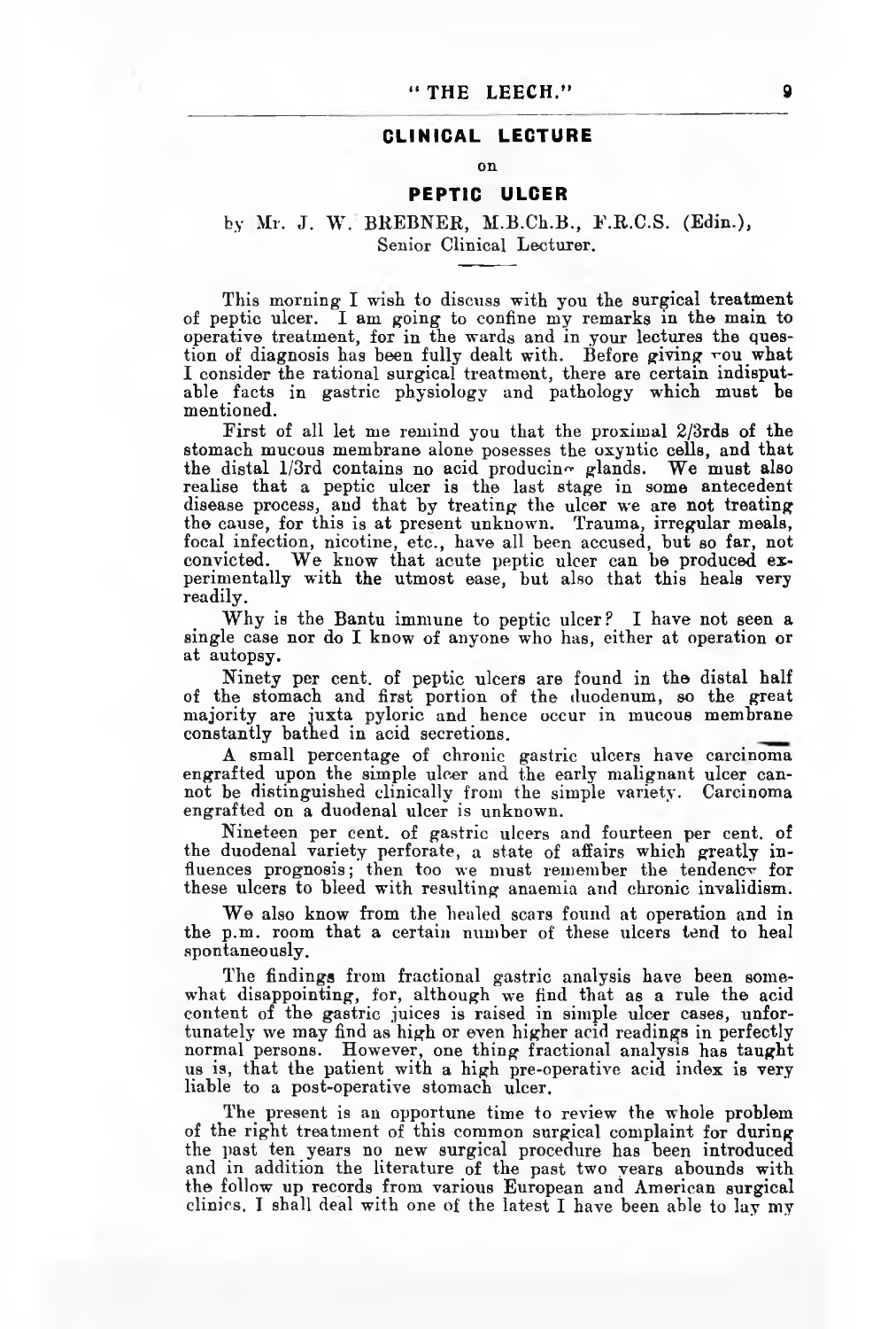## CLINICAL LECTURE

on

## PEPTIC ULCER

by Mr. J. W. BREBNER, M.B.Ch.B., F.R.C.S. (Edin.),
Senior Clinical Lecturer.

This morning I wish to discuss with you the surgical treatment of peptic ulcer. I am going to confine my remarks in the main to operative treatment, for in the wards and in your lectures the question of diagnosis has been fully dealt with. Before giving you what I consider the rational surgical treatment, there are certain indisputable facts in gastric physiology and pathology which must be mentioned.

First of all let me remind you that the proximal 2/3rds of the stomach mucous membrane alone posesses the oxyntic cells, and that the distal 1/3rd contains no acid producing glands. We must also realise that a peptic ulcer is the last stage in some antecedent disease process, and that by treating the ulcer we are not treating the cause, for this is at present unknown. Trauma, irregular meals, focal infection, nicotine, etc., have all been accused, but so far, not convicted. We know that acute peptic ulcer can be produced experimentally with the utmost ease, but also that this heals very readily.

Why is the Bantu immune to peptic ulcer? I have not seen a single case nor do I know of anyone who has, either at operation or at autopsy.

Ninety per cent. of peptic ulcers are found in the distal half of the stomach and first portion of the duodenum, so the great majority are juxta pyloric and hence occur in mucous membrane constantly bathed in acid secretions.

A small percentage of chronic gastric ulcers have carcinoma engrafted upon the simple ulcer and the early malignant ulcer cannot be distinguished clinically from the simple variety. Carcinoma engrafted on a duodenal ulcer is unknown.

Nineteen per cent. of gastric ulcers and fourteen per cent. of the duodenal variety perforate, a state of affairs which greatly influences prognosis; then too we must remember the tendency for these ulcers to bleed with resulting anaemia and chronic invalidism.

We also know from the healed scars found at operation and in the p.m. room that a certain number of these ulcers tend to heal spontaneously.

The findings from fractional gastric analysis have been somewhat disappointing, for, although we find that as a rule the acid content of the gastric juices is raised in simple ulcer cases, unfortunately we may find as high or even higher acid readings in perfectly normal persons. However, one thing fractional analysis has taught us is, that the patient with a high pre-operative acid index is very liable to a post-operative stomach ulcer.

The present is an opportune time to review the whole problem of the right treatment of this common surgical complaint for during the past ten years no new surgical procedure has been introduced and in addition the literature of the past two years abounds with the follow up records from various European and American surgical clinics. I shall deal with one of the latest I have been able to lay my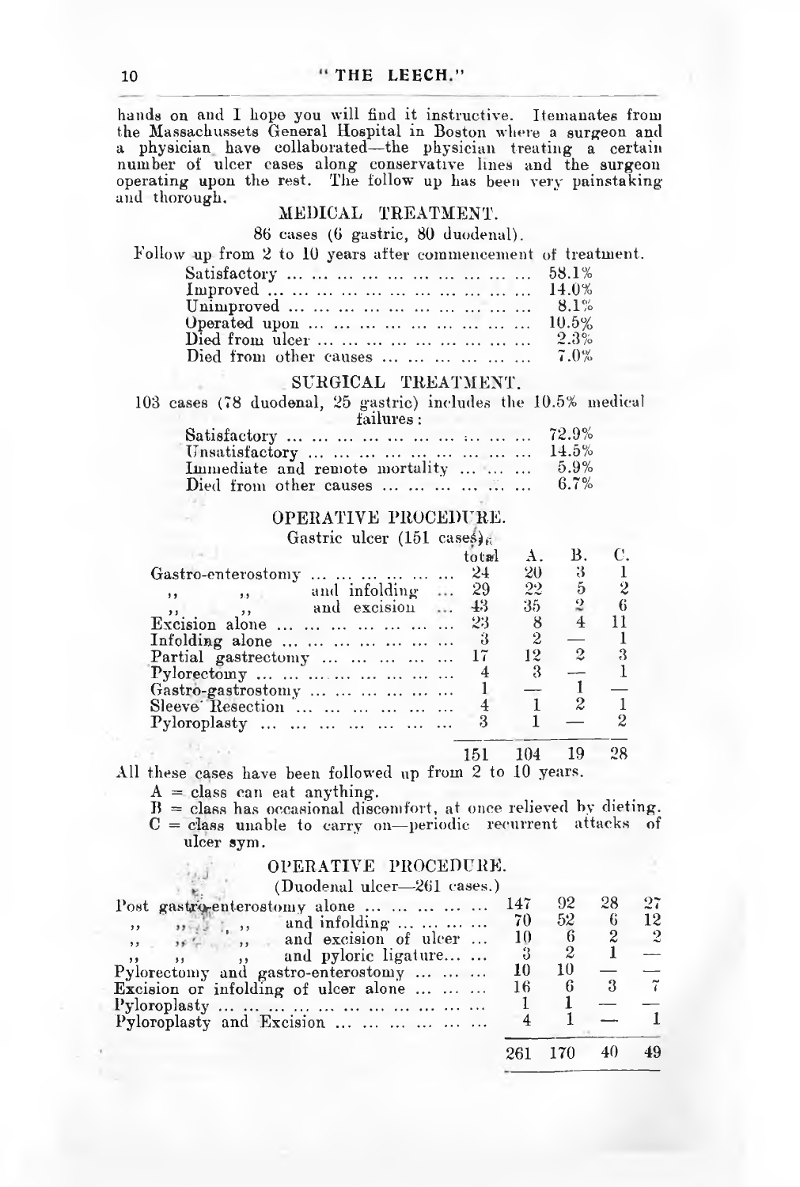hands on and I hope you will find it instructive. It emanates from the Massachussets General Hospital in Boston where a surgeon and a physician have collaborated—the physician treating a certain number of ulcer cases along conservative lines and the surgeon operating upon the rest. The follow up has been very painstaking and thorough.

## MEDICAL TREATMENT.

86 cases (6 gastric, 80 duodenal).

Follow up from 2 to 10 years after commencement of treatment.

| | |
|---|---|
| Satisfactory | 58.1% |
| Improved | 14.0% |
| Unimproved | 8.1% |
| Operated upon | 10.5% |
| Died from ulcer | 2.3% |
| Died from other causes | 7.0% |

## SURGICAL TREATMENT.

103 cases (78 duodenal, 25 gastric) includes the 10.5% medical failures:

| | |
|---|---|
| Satisfactory | 72.9% |
| Unsatisfactory | 14.5% |
| Immediate and remote mortality | 5.9% |
| Died from other causes | 6.7% |

## OPERATIVE PROCEDURE.

Gastric ulcer (151 cases).

| | total | A. | B. | C. |
|---|---|---|---|---|
| Gastro-enterostomy | 24 | 20 | 3 | 1 |
| ,, ,, and infolding | 29 | 22 | 5 | 2 |
| ,, ,, and excision | 43 | 35 | 2 | 6 |
| Excision alone | 23 | 8 | 4 | 11 |
| Infolding alone | 3 | 2 | — | 1 |
| Partial gastrectomy | 17 | 12 | 2 | 3 |
| Pylorectomy | 4 | 3 | — | 1 |
| Gastro-gastrostomy | 1 | — | 1 | — |
| Sleeve Resection | 4 | 1 | 2 | 1 |
| Pyloroplasty | 3 | 1 | — | 2 |
| | 151 | 104 | 19 | 28 |

All these cases have been followed up from 2 to 10 years.

A = class can eat anything.
B = class has occasional discomfort, at once relieved by dieting.
C = class unable to carry on—periodic recurrent attacks of ulcer sym.

## OPERATIVE PROCEDURE.

(Duodenal ulcer—261 cases.)

| | | | | |
|---|---|---|---|---|
| Post gastro-enterostomy alone | 147 | 92 | 28 | 27 |
| ,, ,, ,, and infolding | 70 | 52 | 6 | 12 |
| ,, ,, ,, and excision of ulcer | 10 | 6 | 2 | 2 |
| ,, ,, ,, and pyloric ligature | 3 | 2 | 1 | — |
| Pylorectomy and gastro-enterostomy | 10 | 10 | — | — |
| Excision or infolding of ulcer alone | 16 | 6 | 3 | 7 |
| Pyloroplasty | 1 | 1 | — | — |
| Pyloroplasty and Excision | 4 | 1 | — | 1 |
| | 261 | 170 | 40 | 49 |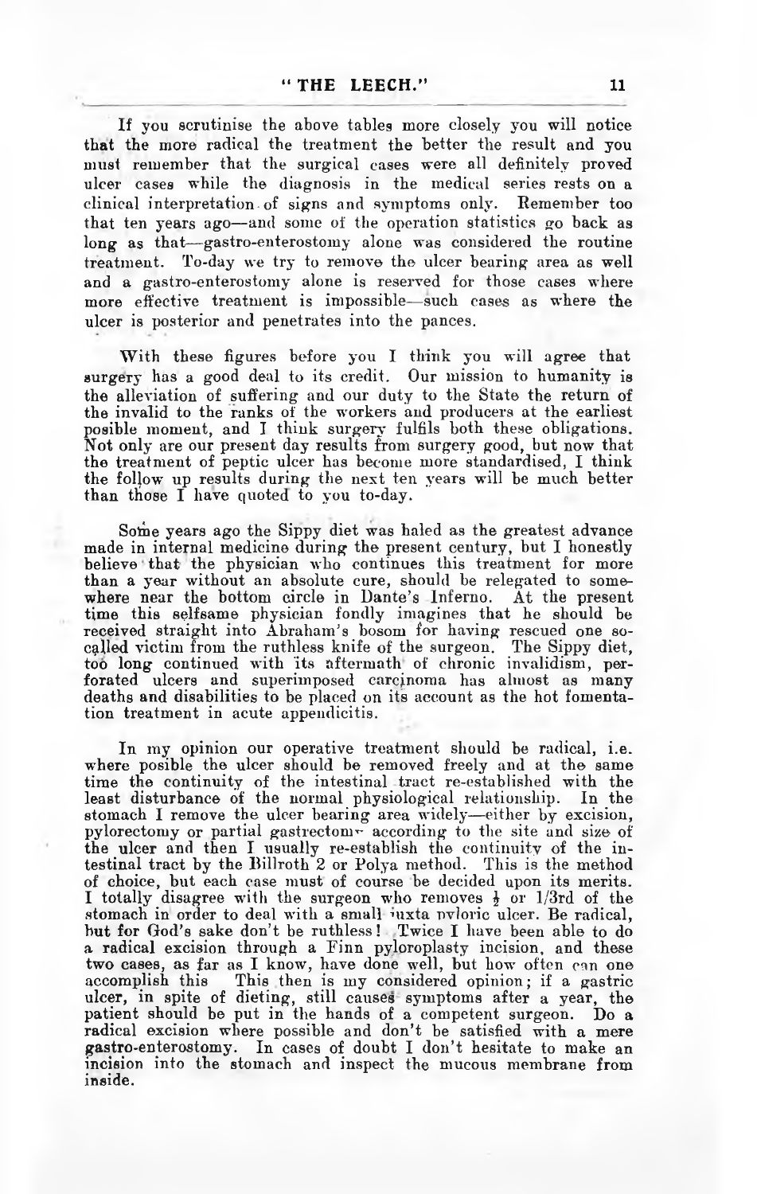If you scrutinise the above tables more closely you will notice that the more radical the treatment the better the result and you must remember that the surgical cases were all definitely proved ulcer cases while the diagnosis in the medical series rests on a clinical interpretation of signs and symptoms only. Remember too that ten years ago—and some of the operation statistics go back as long as that—gastro-enterostomy alone was considered the routine treatment. To-day we try to remove the ulcer bearing area as well and a gastro-enterostomy alone is reserved for those cases where more effective treatment is impossible—such cases as where the ulcer is posterior and penetrates into the pances.

With these figures before you I think you will agree that surgery has a good deal to its credit. Our mission to humanity is the alleviation of suffering and our duty to the State the return of the invalid to the ranks of the workers and producers at the earliest posible moment, and I think surgery fulfils both these obligations. Not only are our present day results from surgery good, but now that the treatment of peptic ulcer has become more standardised, I think the follow up results during the next ten years will be much better than those I have quoted to you to-day.

Some years ago the Sippy diet was haled as the greatest advance made in internal medicine during the present century, but I honestly believe that the physician who continues this treatment for more than a year without an absolute cure, should be relegated to somewhere near the bottom circle in Dante's Inferno. At the present time this selfsame physician fondly imagines that he should be received straight into Abraham's bosom for having rescued one so-called victim from the ruthless knife of the surgeon. The Sippy diet, too long continued with its aftermath of chronic invalidism, perforated ulcers and superimposed carcinoma has almost as many deaths and disabilities to be placed on its account as the hot fomentation treatment in acute appendicitis.

In my opinion our operative treatment should be radical, i.e. where posible the ulcer should be removed freely and at the same time the continuity of the intestinal tract re-established with the least disturbance of the normal physiological relationship. In the stomach I remove the ulcer bearing area widely—either by excision, pylorectomy or partial gastrectomy according to the site and size of the ulcer and then I usually re-establish the continuity of the intestinal tract by the Billroth 2 or Polya method. This is the method of choice, but each case must of course be decided upon its merits. I totally disagree with the surgeon who removes ½ or 1/3rd of the stomach in order to deal with a small juxta pyloric ulcer. Be radical, but for God's sake don't be ruthless! Twice I have been able to do a radical excision through a Finn pyloroplasty incision, and these two cases, as far as I know, have done well, but how often can one accomplish this This then is my considered opinion; if a gastric ulcer, in spite of dieting, still causes symptoms after a year, the patient should be put in the hands of a competent surgeon. Do a radical excision where possible and don't be satisfied with a mere gastro-enterostomy. In cases of doubt I don't hesitate to make an incision into the stomach and inspect the mucous membrane from inside.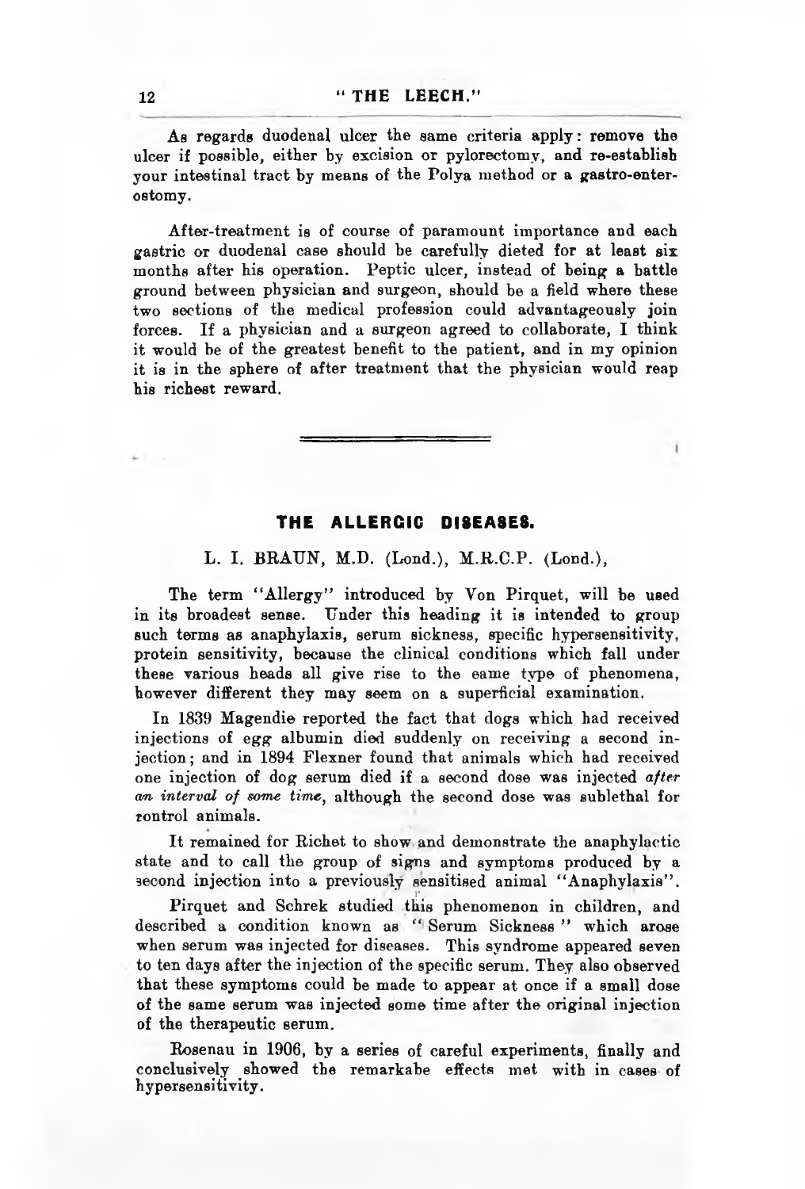As regards duodenal ulcer the same criteria apply: remove the ulcer if possible, either by excision or pylorectomy, and re-establish your intestinal tract by means of the Polya method or a gastro-enterostomy.

After-treatment is of course of paramount importance and each gastric or duodenal case should be carefully dieted for at least six months after his operation. Peptic ulcer, instead of being a battle ground between physician and surgeon, should be a field where these two sections of the medical profession could advantageously join forces. If a physician and a surgeon agreed to collaborate, I think it would be of the greatest benefit to the patient, and in my opinion it is in the sphere of after treatment that the physician would reap his richest reward.

---

## THE ALLERGIC DISEASES.

L. I. BRAUN, M.D. (Lond.), M.R.C.P. (Lond.),

The term "Allergy" introduced by Von Pirquet, will be used in its broadest sense. Under this heading it is intended to group such terms as anaphylaxis, serum sickness, specific hypersensitivity, protein sensitivity, because the clinical conditions which fall under these various heads all give rise to the same type of phenomena, however different they may seem on a superficial examination.

In 1839 Magendie reported the fact that dogs which had received injections of egg albumin died suddenly on receiving a second injection; and in 1894 Flexner found that animals which had received one injection of dog serum died if a second dose was injected *after an interval of some time*, although the second dose was sublethal for control animals.

It remained for Richet to show and demonstrate the anaphylactic state and to call the group of signs and symptoms produced by a second injection into a previously sensitised animal "Anaphylaxis".

Pirquet and Schrek studied this phenomenon in children, and described a condition known as "Serum Sickness" which arose when serum was injected for diseases. This syndrome appeared seven to ten days after the injection of the specific serum. They also observed that these symptoms could be made to appear at once if a small dose of the same serum was injected some time after the original injection of the therapeutic serum.

Rosenau in 1906, by a series of careful experiments, finally and conclusively showed the remarkabe effects met with in cases of hypersensitivity.